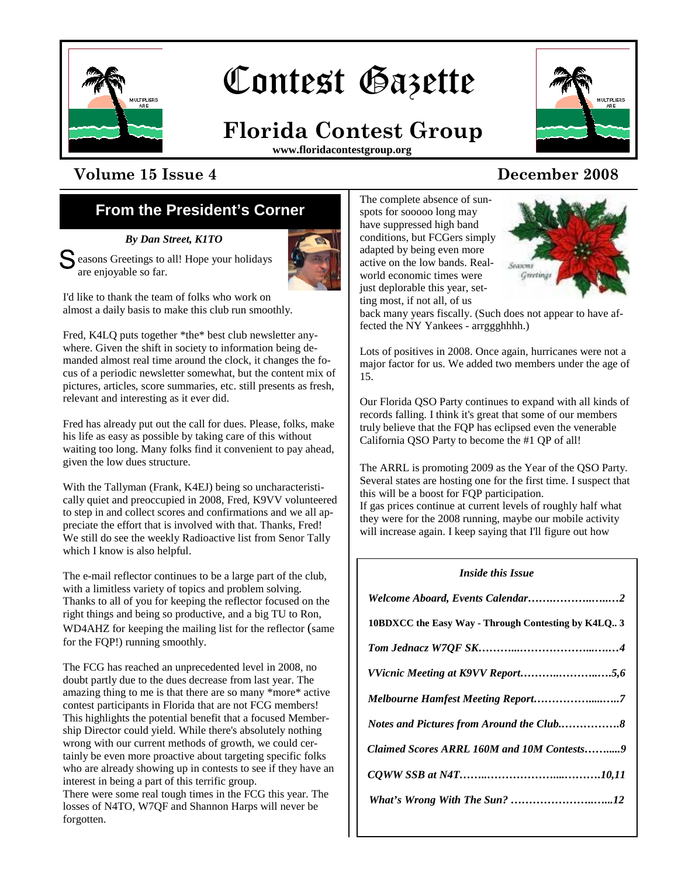# Contest Gazette

## Florida Contest Group

**www.floridacontestgroup.org**

**Volume 15 Issue 4** **December 2008**

## From the President's Corner

***By Dan Street, K1TO***

Seasons Greetings to all! Hope your holidays are enjoyable so far.

I'd like to thank the team of folks who work on almost a daily basis to make this club run smoothly.

Fred, K4LQ puts together *the* best club newsletter anywhere. Given the shift in society to information being demanded almost real time around the clock, it changes the focus of a periodic newsletter somewhat, but the content mix of pictures, articles, score summaries, etc. still presents as fresh, relevant and interesting as it ever did.

Fred has already put out the call for dues. Please, folks, make his life as easy as possible by taking care of this without waiting too long. Many folks find it convenient to pay ahead, given the low dues structure.

With the Tallyman (Frank, K4EJ) being so uncharacteristically quiet and preoccupied in 2008, Fred, K9VV volunteered to step in and collect scores and confirmations and we all appreciate the effort that is involved with that. Thanks, Fred! We still do see the weekly Radioactive list from Senor Tally which I know is also helpful.

The e-mail reflector continues to be a large part of the club, with a limitless variety of topics and problem solving. Thanks to all of you for keeping the reflector focused on the right things and being so productive, and a big TU to Ron, WD4AHZ for keeping the mailing list for the reflector (same for the FQP!) running smoothly.

The FCG has reached an unprecedented level in 2008, no doubt partly due to the dues decrease from last year. The amazing thing to me is that there are so many *more* active contest participants in Florida that are not FCG members! This highlights the potential benefit that a focused Membership Director could yield. While there's absolutely nothing wrong with our current methods of growth, we could certainly be even more proactive about targeting specific folks who are already showing up in contests to see if they have an interest in being a part of this terrific group.

There were some real tough times in the FCG this year. The losses of N4TO, W7QF and Shannon Harps will never be forgotten.

The complete absence of sunspots for sooooo long may have suppressed high band conditions, but FCGers simply adapted by being even more active on the low bands. Real-world economic times were just deplorable this year, setting most, if not all, of us back many years fiscally. (Such does not appear to have affected the NY Yankees - arrggghhhh.)

Lots of positives in 2008. Once again, hurricanes were not a major factor for us. We added two members under the age of 15.

Our Florida QSO Party continues to expand with all kinds of records falling. I think it's great that some of our members truly believe that the FQP has eclipsed even the venerable California QSO Party to become the #1 QP of all!

The ARRL is promoting 2009 as the Year of the QSO Party. Several states are hosting one for the first time. I suspect that this will be a boost for FQP participation.

If gas prices continue at current levels of roughly half what they were for the 2008 running, maybe our mobile activity will increase again. I keep saying that I'll figure out how

---

***Inside this Issue***

*Welcome Aboard, Events Calendar*……………………2

**10BDXCC the Easy Way - Through Contesting by K4LQ.. 3**

*Tom Jednacz W7QF SK*……………………………4

*VVicnic Meeting at K9VV Report*…………………5,6

*Melbourne Hamfest Meeting Report*………………7

*Notes and Pictures from Around the Club*…………8

*Claimed Scores ARRL 160M and 10M Contests*………9

*CQWW SSB at N4T*…………………………………10,11

*What's Wrong With The Sun?* ……………………12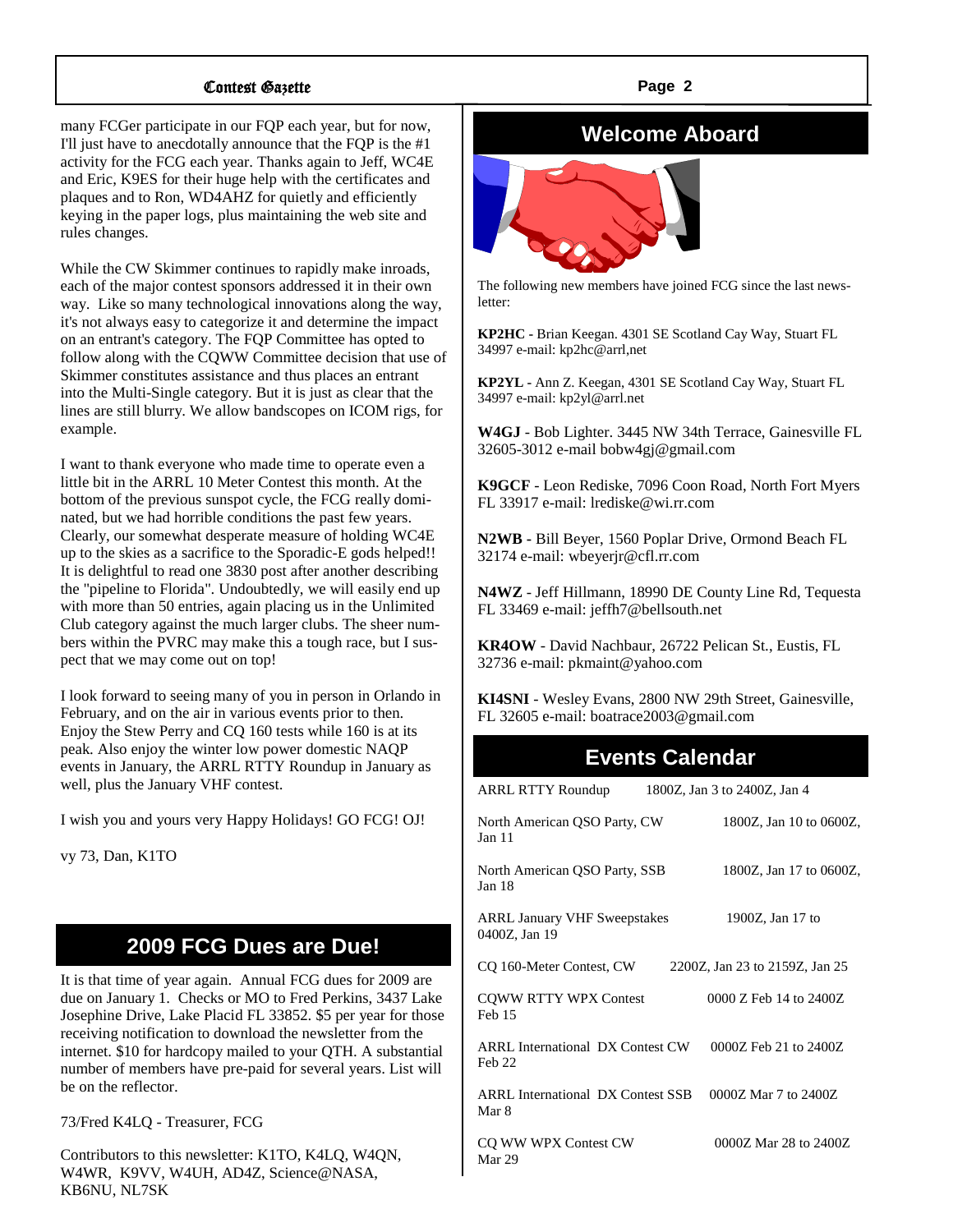many FCGer participate in our FQP each year, but for now, I'll just have to anecdotally announce that the FQP is the #1 activity for the FCG each year. Thanks again to Jeff, WC4E and Eric, K9ES for their huge help with the certificates and plaques and to Ron, WD4AHZ for quietly and efficiently keying in the paper logs, plus maintaining the web site and rules changes.

While the CW Skimmer continues to rapidly make inroads, each of the major contest sponsors addressed it in their own way. Like so many technological innovations along the way, it's not always easy to categorize it and determine the impact on an entrant's category. The FQP Committee has opted to follow along with the CQWW Committee decision that use of Skimmer constitutes assistance and thus places an entrant into the Multi-Single category. But it is just as clear that the lines are still blurry. We allow bandscopes on ICOM rigs, for example.

I want to thank everyone who made time to operate even a little bit in the ARRL 10 Meter Contest this month. At the bottom of the previous sunspot cycle, the FCG really dominated, but we had horrible conditions the past few years. Clearly, our somewhat desperate measure of holding WC4E up to the skies as a sacrifice to the Sporadic-E gods helped!! It is delightful to read one 3830 post after another describing the "pipeline to Florida". Undoubtedly, we will easily end up with more than 50 entries, again placing us in the Unlimited Club category against the much larger clubs. The sheer numbers within the PVRC may make this a tough race, but I suspect that we may come out on top!

I look forward to seeing many of you in person in Orlando in February, and on the air in various events prior to then. Enjoy the Stew Perry and CQ 160 tests while 160 is at its peak. Also enjoy the winter low power domestic NAQP events in January, the ARRL RTTY Roundup in January as well, plus the January VHF contest.

I wish you and yours very Happy Holidays! GO FCG! OJ!

vy 73, Dan, K1TO

## 2009 FCG Dues are Due!

It is that time of year again. Annual FCG dues for 2009 are due on January 1. Checks or MO to Fred Perkins, 3437 Lake Josephine Drive, Lake Placid FL 33852. $5 per year for those receiving notification to download the newsletter from the internet. $10 for hardcopy mailed to your QTH. A substantial number of members have pre-paid for several years. List will be on the reflector.

73/Fred K4LQ - Treasurer, FCG

Contributors to this newsletter: K1TO, K4LQ, W4QN, W4WR, K9VV, W4UH, AD4Z, Science@NASA, KB6NU, NL7SK

## Welcome Aboard

The following new members have joined FCG since the last newsletter:

**KP2HC** - Brian Keegan. 4301 SE Scotland Cay Way, Stuart FL 34997 e-mail: kp2hc@arrl,net

**KP2YL** - Ann Z. Keegan, 4301 SE Scotland Cay Way, Stuart FL 34997 e-mail: kp2yl@arrl.net

**W4GJ** - Bob Lighter. 3445 NW 34th Terrace, Gainesville FL 32605-3012 e-mail bobw4gj@gmail.com

**K9GCF** - Leon Rediske, 7096 Coon Road, North Fort Myers FL 33917 e-mail: lrediske@wi.rr.com

**N2WB** - Bill Beyer, 1560 Poplar Drive, Ormond Beach FL 32174 e-mail: wbeyerjr@cfl.rr.com

**N4WZ** - Jeff Hillmann, 18990 DE County Line Rd, Tequesta FL 33469 e-mail: jeffh7@bellsouth.net

**KR4OW** - David Nachbaur, 26722 Pelican St., Eustis, FL 32736 e-mail: pkmaint@yahoo.com

**KI4SNI** - Wesley Evans, 2800 NW 29th Street, Gainesville, FL 32605 e-mail: boatrace2003@gmail.com

## Events Calendar

| Event | Time |
|---|---|
| ARRL RTTY Roundup | 1800Z, Jan 3 to 2400Z, Jan 4 |
| North American QSO Party, CW | 1800Z, Jan 10 to 0600Z, Jan 11 |
| North American QSO Party, SSB | 1800Z, Jan 17 to 0600Z, Jan 18 |
| ARRL January VHF Sweepstakes | 1900Z, Jan 17 to 0400Z, Jan 19 |
| CQ 160-Meter Contest, CW | 2200Z, Jan 23 to 2159Z, Jan 25 |
| CQWW RTTY WPX Contest | 0000 Z Feb 14 to 2400Z Feb 15 |
| ARRL International DX Contest CW | 0000Z Feb 21 to 2400Z Feb 22 |
| ARRL International DX Contest SSB | 0000Z Mar 7 to 2400Z Mar 8 |
| CQ WW WPX Contest CW | 0000Z Mar 28 to 2400Z Mar 29 |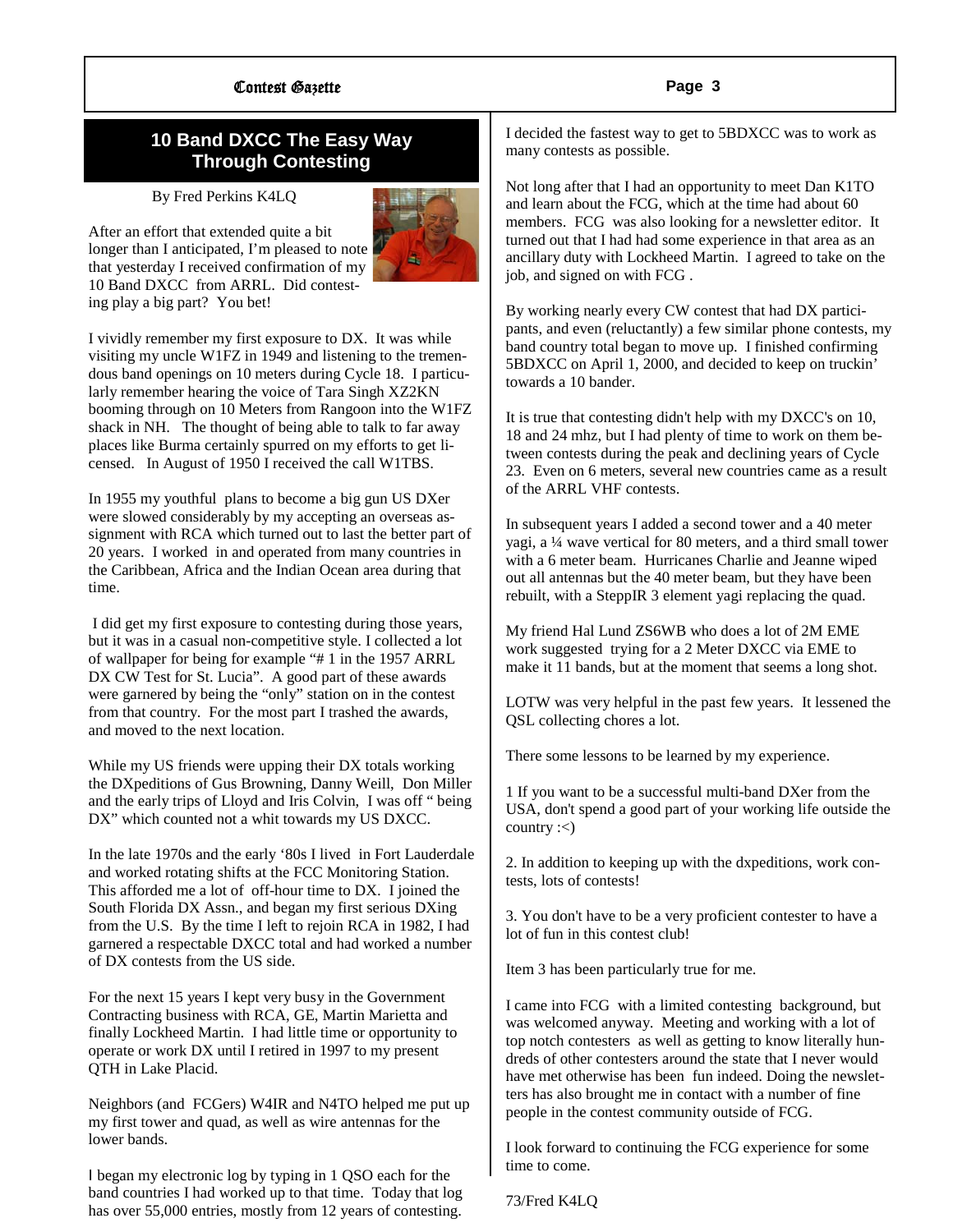## 10 Band DXCC The Easy Way Through Contesting

By Fred Perkins K4LQ

After an effort that extended quite a bit longer than I anticipated, I'm pleased to note that yesterday I received confirmation of my 10 Band DXCC from ARRL. Did contesting play a big part? You bet!

I vividly remember my first exposure to DX. It was while visiting my uncle W1FZ in 1949 and listening to the tremendous band openings on 10 meters during Cycle 18. I particularly remember hearing the voice of Tara Singh XZ2KN booming through on 10 Meters from Rangoon into the W1FZ shack in NH. The thought of being able to talk to far away places like Burma certainly spurred on my efforts to get licensed. In August of 1950 I received the call W1TBS.

In 1955 my youthful plans to become a big gun US DXer were slowed considerably by my accepting an overseas assignment with RCA which turned out to last the better part of 20 years. I worked in and operated from many countries in the Caribbean, Africa and the Indian Ocean area during that time.

I did get my first exposure to contesting during those years, but it was in a casual non-competitive style. I collected a lot of wallpaper for being for example "# 1 in the 1957 ARRL DX CW Test for St. Lucia". A good part of these awards were garnered by being the "only" station on in the contest from that country. For the most part I trashed the awards, and moved to the next location.

While my US friends were upping their DX totals working the DXpeditions of Gus Browning, Danny Weill, Don Miller and the early trips of Lloyd and Iris Colvin, I was off " being DX" which counted not a whit towards my US DXCC.

In the late 1970s and the early '80s I lived in Fort Lauderdale and worked rotating shifts at the FCC Monitoring Station. This afforded me a lot of off-hour time to DX. I joined the South Florida DX Assn., and began my first serious DXing from the U.S. By the time I left to rejoin RCA in 1982, I had garnered a respectable DXCC total and had worked a number of DX contests from the US side.

For the next 15 years I kept very busy in the Government Contracting business with RCA, GE, Martin Marietta and finally Lockheed Martin. I had little time or opportunity to operate or work DX until I retired in 1997 to my present QTH in Lake Placid.

Neighbors (and FCGers) W4IR and N4TO helped me put up my first tower and quad, as well as wire antennas for the lower bands.

I began my electronic log by typing in 1 QSO each for the band countries I had worked up to that time. Today that log has over 55,000 entries, mostly from 12 years of contesting.

I decided the fastest way to get to 5BDXCC was to work as many contests as possible.

Not long after that I had an opportunity to meet Dan K1TO and learn about the FCG, which at the time had about 60 members. FCG was also looking for a newsletter editor. It turned out that I had had some experience in that area as an ancillary duty with Lockheed Martin. I agreed to take on the job, and signed on with FCG .

By working nearly every CW contest that had DX participants, and even (reluctantly) a few similar phone contests, my band country total began to move up. I finished confirming 5BDXCC on April 1, 2000, and decided to keep on truckin' towards a 10 bander.

It is true that contesting didn't help with my DXCC's on 10, 18 and 24 mhz, but I had plenty of time to work on them between contests during the peak and declining years of Cycle 23. Even on 6 meters, several new countries came as a result of the ARRL VHF contests.

In subsequent years I added a second tower and a 40 meter yagi, a ¼ wave vertical for 80 meters, and a third small tower with a 6 meter beam. Hurricanes Charlie and Jeanne wiped out all antennas but the 40 meter beam, but they have been rebuilt, with a SteppIR 3 element yagi replacing the quad.

My friend Hal Lund ZS6WB who does a lot of 2M EME work suggested trying for a 2 Meter DXCC via EME to make it 11 bands, but at the moment that seems a long shot.

LOTW was very helpful in the past few years. It lessened the QSL collecting chores a lot.

There some lessons to be learned by my experience.

1 If you want to be a successful multi-band DXer from the USA, don't spend a good part of your working life outside the country :<)

2. In addition to keeping up with the dxpeditions, work contests, lots of contests!

3. You don't have to be a very proficient contester to have a lot of fun in this contest club!

Item 3 has been particularly true for me.

I came into FCG with a limited contesting background, but was welcomed anyway. Meeting and working with a lot of top notch contesters as well as getting to know literally hundreds of other contesters around the state that I never would have met otherwise has been fun indeed. Doing the newsletters has also brought me in contact with a number of fine people in the contest community outside of FCG.

I look forward to continuing the FCG experience for some time to come.

73/Fred K4LQ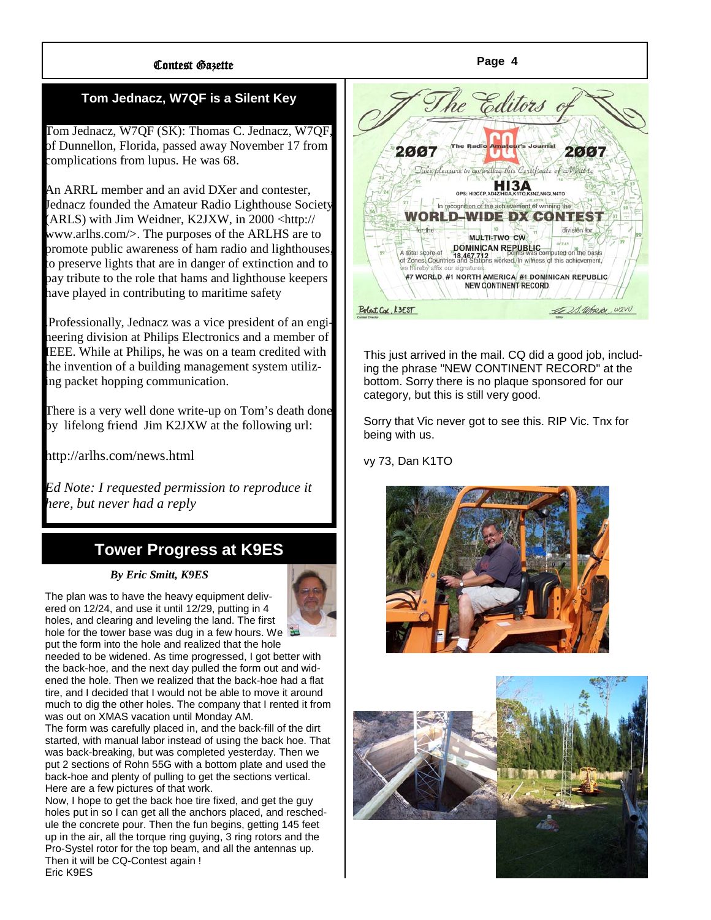## Tom Jednacz, W7QF is a Silent Key

Tom Jednacz, W7QF (SK): Thomas C. Jednacz, W7QF, of Dunnellon, Florida, passed away November 17 from complications from lupus. He was 68.

An ARRL member and an avid DXer and contester, Jednacz founded the Amateur Radio Lighthouse Society (ARLS) with Jim Weidner, K2JXW, in 2000 <http://www.arlhs.com/>. The purposes of the ARLHS are to promote public awareness of ham radio and lighthouses, to preserve lights that are in danger of extinction and to pay tribute to the role that hams and lighthouse keepers have played in contributing to maritime safety

Professionally, Jednacz was a vice president of an engineering division at Philips Electronics and a member of IEEE. While at Philips, he was on a team credited with the invention of a building management system utilizing packet hopping communication.

There is a very well done write-up on Tom's death done by lifelong friend Jim K2JXW at the following url:

http://arlhs.com/news.html

*Ed Note: I requested permission to reproduce it here, but never had a reply*

## Tower Progress at K9ES

***By Eric Smitt, K9ES***

The plan was to have the heavy equipment delivered on 12/24, and use it until 12/29, putting in 4 holes, and clearing and leveling the land. The first hole for the tower base was dug in a few hours. We put the form into the hole and realized that the hole needed to be widened. As time progressed, I got better with the back-hoe, and the next day pulled the form out and widened the hole. Then we realized that the back-hoe had a flat tire, and I decided that I would not be able to move it around much to dig the other holes. The company that I rented it from was out on XMAS vacation until Monday AM.

The form was carefully placed in, and the back-fill of the dirt started, with manual labor instead of using the back hoe. That was back-breaking, but was completed yesterday. Then we put 2 sections of Rohn 55G with a bottom plate and used the back-hoe and plenty of pulling to get the sections vertical. Here are a few pictures of that work.

Now, I hope to get the back hoe tire fixed, and get the guy holes put in so I can get all the anchors placed, and reschedule the concrete pour. Then the fun begins, getting 145 feet up in the air, all the torque ring guying, 3 ring rotors and the Pro-Systel rotor for the top beam, and all the antennas up. Then it will be CQ-Contest again !

Eric K9ES

This just arrived in the mail. CQ did a good job, including the phrase "NEW CONTINENT RECORD" at the bottom. Sorry there is no plaque sponsored for our category, but this is still very good.

Sorry that Vic never got to see this. RIP Vic. Tnx for being with us.

vy 73, Dan K1TO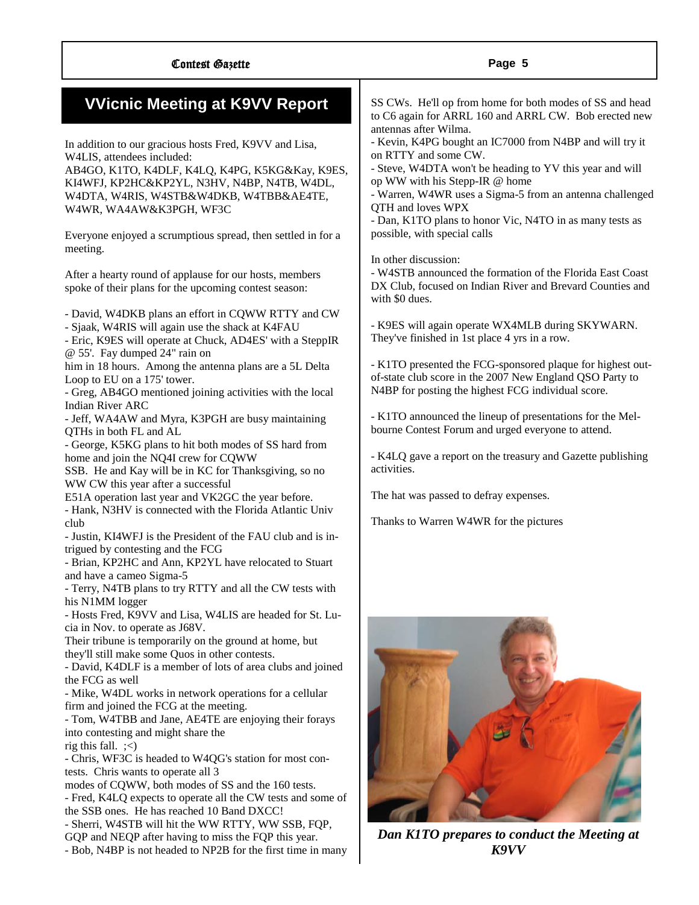## VVicnic Meeting at K9VV Report

In addition to our gracious hosts Fred, K9VV and Lisa, W4LIS, attendees included:
AB4GO, K1TO, K4DLF, K4LQ, K4PG, K5KG&Kay, K9ES, KI4WFJ, KP2HC&KP2YL, N3HV, N4BP, N4TB, W4DL, W4DTA, W4RIS, W4STB&W4DKB, W4TBB&AE4TE, W4WR, WA4AW&K3PGH, WF3C

Everyone enjoyed a scrumptious spread, then settled in for a meeting.

After a hearty round of applause for our hosts, members spoke of their plans for the upcoming contest season:

- David, W4DKB plans an effort in CQWW RTTY and CW
- Sjaak, W4RIS will again use the shack at K4FAU
- Eric, K9ES will operate at Chuck, AD4ES' with a SteppIR @ 55'. Fay dumped 24" rain on him in 18 hours. Among the antenna plans are a 5L Delta Loop to EU on a 175' tower.
- Greg, AB4GO mentioned joining activities with the local Indian River ARC
- Jeff, WA4AW and Myra, K3PGH are busy maintaining QTHs in both FL and AL
- George, K5KG plans to hit both modes of SS hard from home and join the NQ4I crew for CQWW SSB. He and Kay will be in KC for Thanksgiving, so no WW CW this year after a successful E51A operation last year and VK2GC the year before.
- Hank, N3HV is connected with the Florida Atlantic Univ club
- Justin, KI4WFJ is the President of the FAU club and is intrigued by contesting and the FCG
- Brian, KP2HC and Ann, KP2YL have relocated to Stuart and have a cameo Sigma-5
- Terry, N4TB plans to try RTTY and all the CW tests with his N1MM logger
- Hosts Fred, K9VV and Lisa, W4LIS are headed for St. Lucia in Nov. to operate as J68V. Their tribune is temporarily on the ground at home, but they'll still make some Quos in other contests.
- David, K4DLF is a member of lots of area clubs and joined the FCG as well
- Mike, W4DL works in network operations for a cellular firm and joined the FCG at the meeting.
- Tom, W4TBB and Jane, AE4TE are enjoying their forays into contesting and might share the rig this fall. ;<)
- Chris, WF3C is headed to W4QG's station for most contests. Chris wants to operate all 3 modes of CQWW, both modes of SS and the 160 tests.
- Fred, K4LQ expects to operate all the CW tests and some of the SSB ones. He has reached 10 Band DXCC!
- Sherri, W4STB will hit the WW RTTY, WW SSB, FQP, GQP and NEQP after having to miss the FQP this year.
- Bob, N4BP is not headed to NP2B for the first time in many SS CWs. He'll op from home for both modes of SS and head to C6 again for ARRL 160 and ARRL CW. Bob erected new antennas after Wilma.
- Kevin, K4PG bought an IC7000 from N4BP and will try it on RTTY and some CW.
- Steve, W4DTA won't be heading to YV this year and will op WW with his Stepp-IR @ home
- Warren, W4WR uses a Sigma-5 from an antenna challenged QTH and loves WPX
- Dan, K1TO plans to honor Vic, N4TO in as many tests as possible, with special calls

In other discussion:
- W4STB announced the formation of the Florida East Coast DX Club, focused on Indian River and Brevard Counties and with $0 dues.

- K9ES will again operate WX4MLB during SKYWARN. They've finished in 1st place 4 yrs in a row.

- K1TO presented the FCG-sponsored plaque for highest out-of-state club score in the 2007 New England QSO Party to N4BP for posting the highest FCG individual score.

- K1TO announced the lineup of presentations for the Melbourne Contest Forum and urged everyone to attend.

- K4LQ gave a report on the treasury and Gazette publishing activities.

The hat was passed to defray expenses.

Thanks to Warren W4WR for the pictures

***Dan K1TO prepares to conduct the Meeting at K9VV***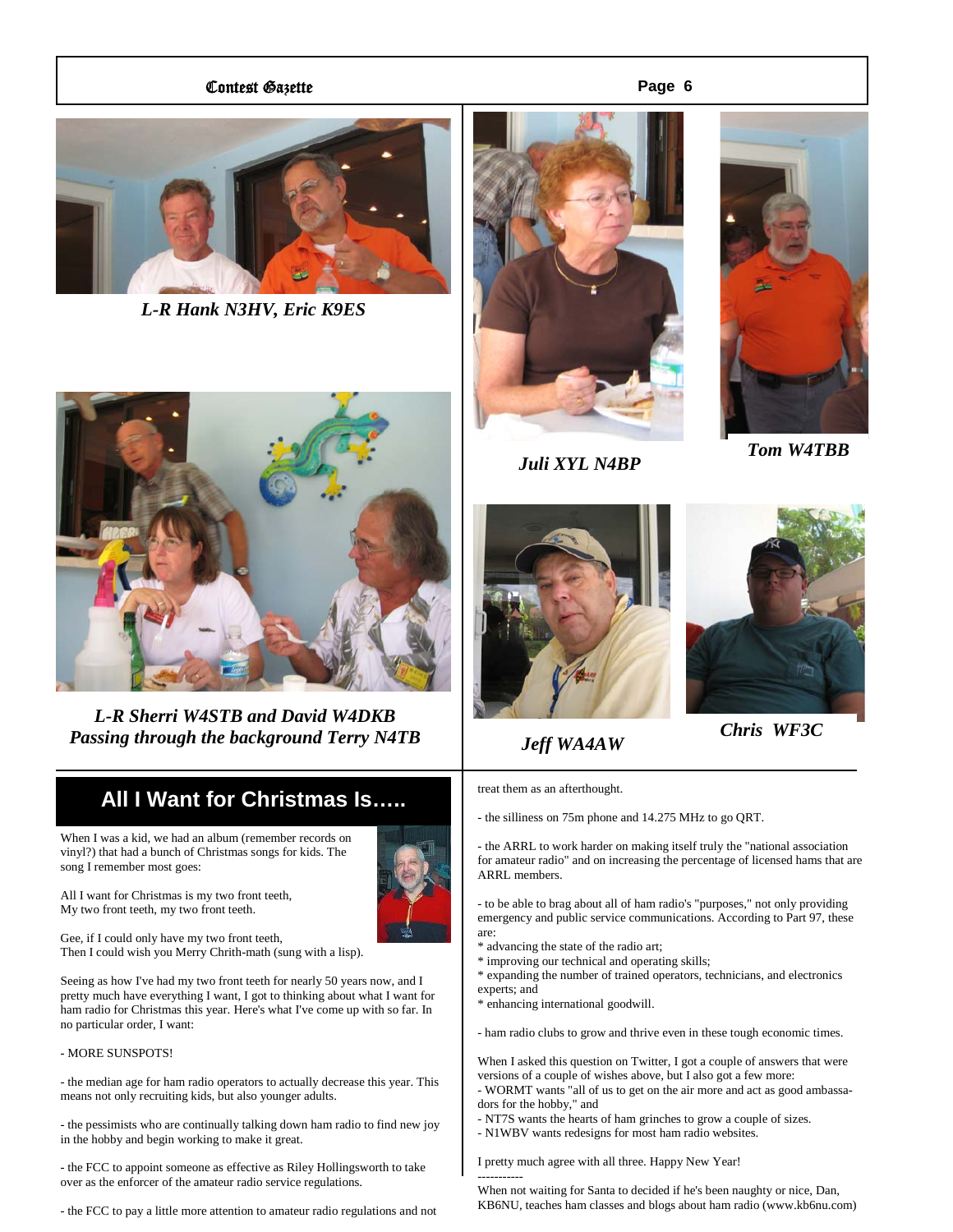*L-R Hank N3HV, Eric K9ES*

*L-R Sherri W4STB and David W4DKB*
*Passing through the background Terry N4TB*

*Juli XYL N4BP*

*Tom W4TBB*

*Jeff WA4AW*

*Chris WF3C*

## All I Want for Christmas Is…..

When I was a kid, we had an album (remember records on vinyl?) that had a bunch of Christmas songs for kids. The song I remember most goes:

All I want for Christmas is my two front teeth,
My two front teeth, my two front teeth.

Gee, if I could only have my two front teeth,
Then I could wish you Merry Chrith-math (sung with a lisp).

Seeing as how I've had my two front teeth for nearly 50 years now, and I pretty much have everything I want, I got to thinking about what I want for ham radio for Christmas this year. Here's what I've come up with so far. In no particular order, I want:

- MORE SUNSPOTS!

- the median age for ham radio operators to actually decrease this year. This means not only recruiting kids, but also younger adults.

- the pessimists who are continually talking down ham radio to find new joy in the hobby and begin working to make it great.

- the FCC to appoint someone as effective as Riley Hollingsworth to take over as the enforcer of the amateur radio service regulations.

- the FCC to pay a little more attention to amateur radio regulations and not treat them as an afterthought.

- the silliness on 75m phone and 14.275 MHz to go QRT.

- the ARRL to work harder on making itself truly the "national association for amateur radio" and on increasing the percentage of licensed hams that are ARRL members.

- to be able to brag about all of ham radio's "purposes," not only providing emergency and public service communications. According to Part 97, these are:
* advancing the state of the radio art;
* improving our technical and operating skills;
* expanding the number of trained operators, technicians, and electronics experts; and
* enhancing international goodwill.

- ham radio clubs to grow and thrive even in these tough economic times.

When I asked this question on Twitter, I got a couple of answers that were versions of a couple of wishes above, but I also got a few more:
- WORMT wants "all of us to get on the air more and act as good ambassadors for the hobby," and
- NT7S wants the hearts of ham grinches to grow a couple of sizes.
- N1WBV wants redesigns for most ham radio websites.

I pretty much agree with all three. Happy New Year!

-----------

When not waiting for Santa to decided if he's been naughty or nice, Dan, KB6NU, teaches ham classes and blogs about ham radio (www.kb6nu.com)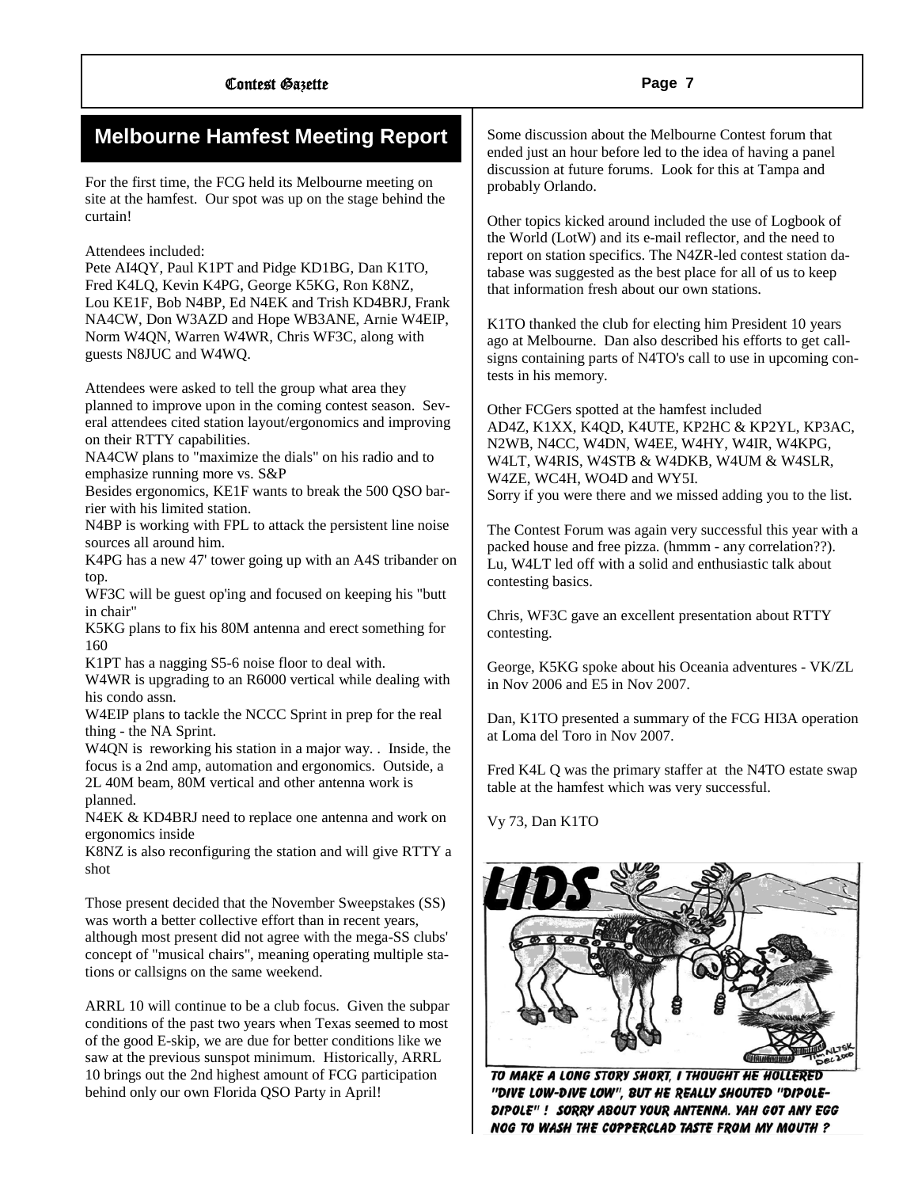## Melbourne Hamfest Meeting Report

For the first time, the FCG held its Melbourne meeting on site at the hamfest. Our spot was up on the stage behind the curtain!

Attendees included:
Pete AI4QY, Paul K1PT and Pidge KD1BG, Dan K1TO, Fred K4LQ, Kevin K4PG, George K5KG, Ron K8NZ, Lou KE1F, Bob N4BP, Ed N4EK and Trish KD4BRJ, Frank NA4CW, Don W3AZD and Hope WB3ANE, Arnie W4EIP, Norm W4QN, Warren W4WR, Chris WF3C, along with guests N8JUC and W4WQ.

Attendees were asked to tell the group what area they planned to improve upon in the coming contest season. Several attendees cited station layout/ergonomics and improving on their RTTY capabilities.
NA4CW plans to "maximize the dials" on his radio and to emphasize running more vs. S&P
Besides ergonomics, KE1F wants to break the 500 QSO barrier with his limited station.
N4BP is working with FPL to attack the persistent line noise sources all around him.
K4PG has a new 47' tower going up with an A4S tribander on top.
WF3C will be guest op'ing and focused on keeping his "butt in chair"
K5KG plans to fix his 80M antenna and erect something for 160
K1PT has a nagging S5-6 noise floor to deal with.
W4WR is upgrading to an R6000 vertical while dealing with his condo assn.
W4EIP plans to tackle the NCCC Sprint in prep for the real thing - the NA Sprint.
W4QN is reworking his station in a major way. . Inside, the focus is a 2nd amp, automation and ergonomics. Outside, a 2L 40M beam, 80M vertical and other antenna work is planned.
N4EK & KD4BRJ need to replace one antenna and work on ergonomics inside
K8NZ is also reconfiguring the station and will give RTTY a shot

Those present decided that the November Sweepstakes (SS) was worth a better collective effort than in recent years, although most present did not agree with the mega-SS clubs' concept of "musical chairs", meaning operating multiple stations or callsigns on the same weekend.

ARRL 10 will continue to be a club focus. Given the subpar conditions of the past two years when Texas seemed to most of the good E-skip, we are due for better conditions like we saw at the previous sunspot minimum. Historically, ARRL 10 brings out the 2nd highest amount of FCG participation behind only our own Florida QSO Party in April!

Some discussion about the Melbourne Contest forum that ended just an hour before led to the idea of having a panel discussion at future forums. Look for this at Tampa and probably Orlando.

Other topics kicked around included the use of Logbook of the World (LotW) and its e-mail reflector, and the need to report on station specifics. The N4ZR-led contest station database was suggested as the best place for all of us to keep that information fresh about our own stations.

K1TO thanked the club for electing him President 10 years ago at Melbourne. Dan also described his efforts to get callsigns containing parts of N4TO's call to use in upcoming contests in his memory.

Other FCGers spotted at the hamfest included AD4Z, K1XX, K4QD, K4UTE, KP2HC & KP2YL, KP3AC, N2WB, N4CC, W4DN, W4EE, W4HY, W4IR, W4KPG, W4LT, W4RIS, W4STB & W4DKB, W4UM & W4SLR, W4ZE, WC4H, WO4D and WY5I.
Sorry if you were there and we missed adding you to the list.

The Contest Forum was again very successful this year with a packed house and free pizza. (hmmm - any correlation??). Lu, W4LT led off with a solid and enthusiastic talk about contesting basics.

Chris, WF3C gave an excellent presentation about RTTY contesting.

George, K5KG spoke about his Oceania adventures - VK/ZL in Nov 2006 and E5 in Nov 2007.

Dan, K1TO presented a summary of the FCG HI3A operation at Loma del Toro in Nov 2007.

Fred K4L Q was the primary staffer at the N4TO estate swap table at the hamfest which was very successful.

Vy 73, Dan K1TO

**LIDS**

TO MAKE A LONG STORY SHORT, I THOUGHT HE HOLLERED "DIVE LOW-DIVE LOW", BUT HE REALLY SHOUTED "DIPOLE-DIPOLE" ! SORRY ABOUT YOUR ANTENNA. YAH GOT ANY EGG NOG TO WASH THE COPPERCLAD TASTE FROM MY MOUTH ?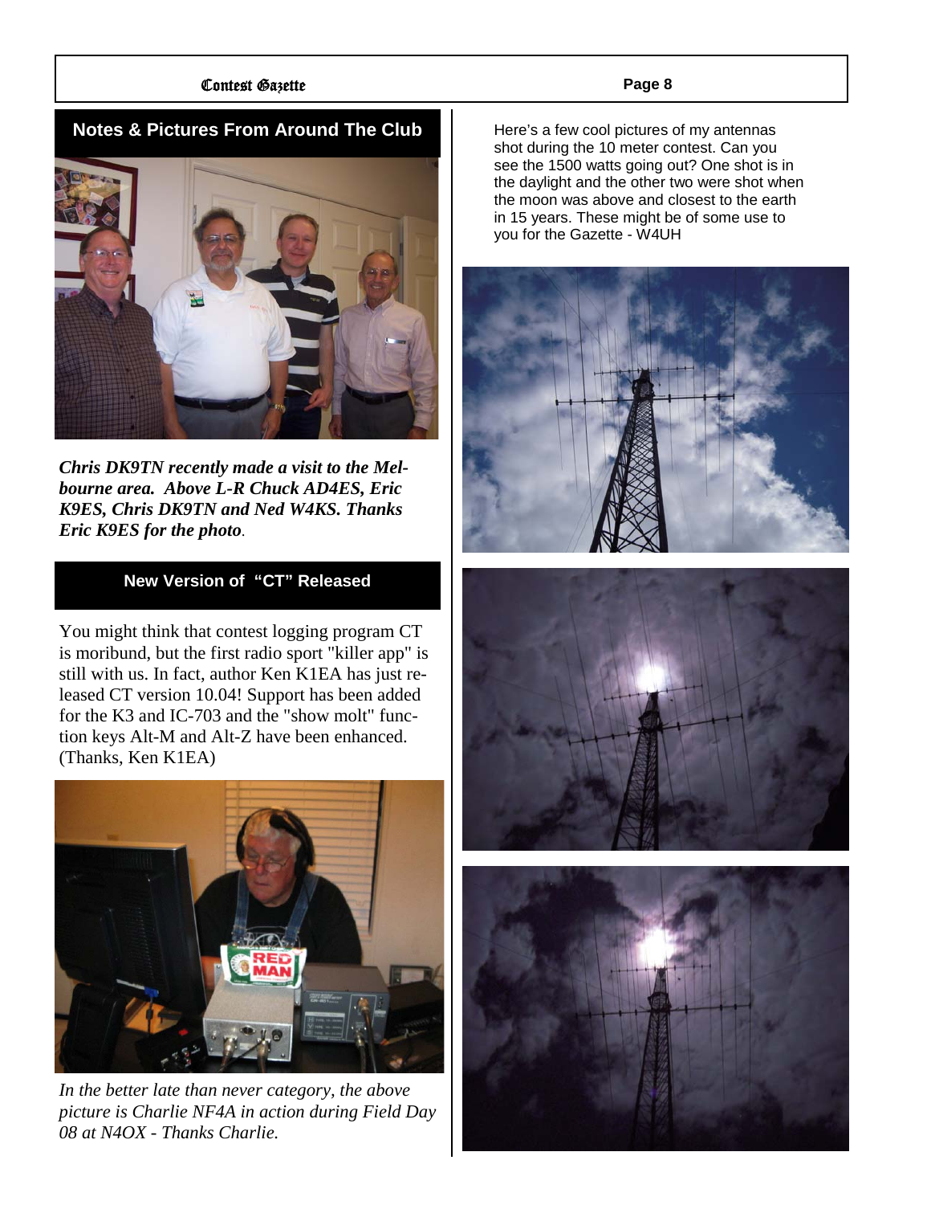## Notes & Pictures From Around The Club

***Chris DK9TN recently made a visit to the Melbourne area. Above L-R Chuck AD4ES, Eric K9ES, Chris DK9TN and Ned W4KS. Thanks Eric K9ES for the photo***.

## New Version of "CT" Released

You might think that contest logging program CT is moribund, but the first radio sport "killer app" is still with us. In fact, author Ken K1EA has just released CT version 10.04! Support has been added for the K3 and IC-703 and the "show molt" function keys Alt-M and Alt-Z have been enhanced. (Thanks, Ken K1EA)

*In the better late than never category, the above picture is Charlie NF4A in action during Field Day 08 at N4OX - Thanks Charlie.*

Here's a few cool pictures of my antennas shot during the 10 meter contest. Can you see the 1500 watts going out? One shot is in the daylight and the other two were shot when the moon was above and closest to the earth in 15 years. These might be of some use to you for the Gazette - W4UH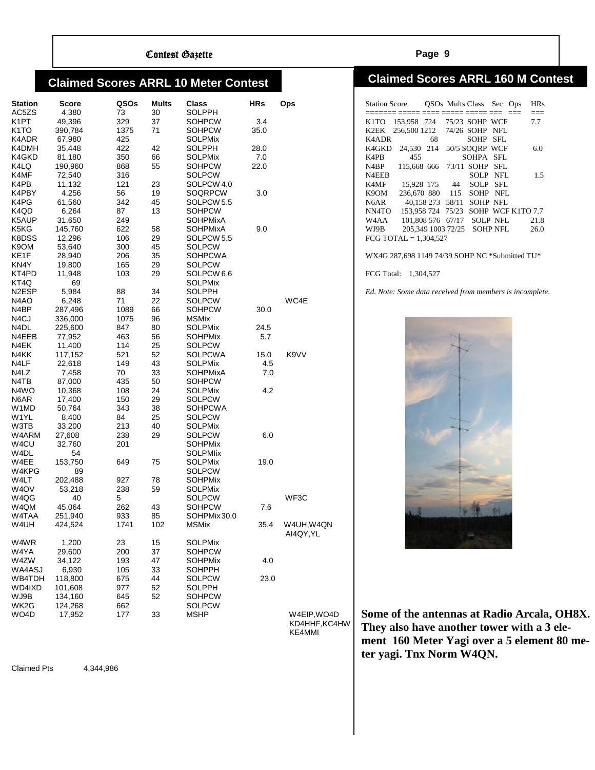## Claimed Scores ARRL 10 Meter Contest

| Station | Score | QSOs | Mults | Class | HRs | Ops |
|---|---|---|---|---|---|---|
| AC5ZS | 4,380 | 73 | 30 | SOLPPH | | |
| K1PT | 49,396 | 329 | 37 | SOHPCW | 3.4 | |
| K1TO | 390,784 | 1375 | 71 | SOHPCW | 35.0 | |
| K4ADR | 67,980 | 425 | | SOLPMix | | |
| K4DMH | 35,448 | 422 | 42 | SOLPPH | 28.0 | |
| K4GKD | 81,180 | 350 | 66 | SOLPMix | 7.0 | |
| K4LQ | 190,960 | 868 | 55 | SOHPCW | 22.0 | |
| K4MF | 72,540 | 316 | | SOLPCW | | |
| K4PB | 11,132 | 121 | 23 | SOLPCW | 4.0 | |
| K4PBY | 4,256 | 56 | 19 | SOQRPCW | 3.0 | |
| K4PG | 61,560 | 342 | 45 | SOLPCW | 5.5 | |
| K4QD | 6,264 | 87 | 13 | SOHPCW | | |
| K5AUP | 31,650 | 249 | | SOHPMixA | | |
| K5KG | 145,760 | 622 | 58 | SOHPMixA | 9.0 | |
| K8DSS | 12,296 | 106 | 29 | SOLPCW | 5.5 | |
| K9OM | 53,640 | 300 | 45 | SOLPCW | | |
| KE1F | 28,940 | 206 | 35 | SOHPCWA | | |
| KN4Y | 19,800 | 165 | 29 | SOLPCW | | |
| KT4PD | 11,948 | 103 | 29 | SOLPCW | 6.6 | |
| KT4Q | 69 | | | SOLPMix | | |
| N2ESP | 5,984 | 88 | 34 | SOLPPH | | |
| N4AO | 6,248 | 71 | 22 | SOLPCW | | WC4E |
| N4BP | 287,496 | 1089 | 66 | SOHPCW | 30.0 | |
| N4CJ | 336,000 | 1075 | 96 | MSMix | | |
| N4DL | 225,600 | 847 | 80 | SOLPMix | 24.5 | |
| N4EEB | 77,952 | 463 | 56 | SOHPMix | 5.7 | |
| N4EK | 11,400 | 114 | 25 | SOLPCW | | |
| N4KK | 117,152 | 521 | 52 | SOLPCWA | 15.0 | K9VV |
| N4LF | 22,618 | 149 | 43 | SOLPMix | 4.5 | |
| N4LZ | 7,458 | 70 | 33 | SOHPMixA | 7.0 | |
| N4TB | 87,000 | 435 | 50 | SOHPCW | | |
| N4WO | 10,368 | 108 | 24 | SOLPMix | 4.2 | |
| N6AR | 17,400 | 150 | 29 | SOLPCW | | |
| W1MD | 50,764 | 343 | 38 | SOHPCWA | | |
| W1YL | 8,400 | 84 | 25 | SOLPCW | | |
| W3TB | 33,200 | 213 | 40 | SOLPMix | | |
| W4ARM | 27,608 | 238 | 29 | SOLPCW | 6.0 | |
| W4CU | 32,760 | 201 | | SOHPMix | | |
| W4DL | 54 | | | SOLPMIix | | |
| W4EE | 153,750 | 649 | 75 | SOLPMix | 19.0 | |
| W4KPG | 89 | | | SOLPCW | | |
| W4LT | 202,488 | 927 | 78 | SOHPMix | | |
| W4OV | 53,218 | 238 | 59 | SOLPMix | | |
| W4QG | 40 | 5 | | SOLPCW | | WF3C |
| W4QM | 45,064 | 262 | 43 | SOHPCW | 7.6 | |
| W4TAA | 251,940 | 933 | 85 | SOHPMix | 30.0 | |
| W4UH | 424,524 | 1741 | 102 | MSMix | 35.4 | W4UH,W4QN AI4QY,YL |
| W4WR | 1,200 | 23 | 15 | SOLPMix | | |
| W4YA | 29,600 | 200 | 37 | SOHPCW | | |
| W4ZW | 34,122 | 193 | 47 | SOHPMix | 4.0 | |
| WA4ASJ | 6,930 | 105 | 33 | SOHPPH | | |
| WB4TDH | 118,800 | 675 | 44 | SOLPCW | 23.0 | |
| WD4IXD | 101,608 | 977 | 52 | SOLPPH | | |
| WJ9B | 134,160 | 645 | 52 | SOHPCW | | |
| WK2G | 124,268 | 662 | | SOLPCW | | |
| WO4D | 17,952 | 177 | 33 | MSHP | | W4EIP,WO4D KD4HHF,KC4HW KE4MMI |

Claimed Pts 4,344,986

## Claimed Scores ARRL 160 M Contest

| Station | Score | QSOs | Mults | Class | Sec | Ops | HRs |
|---|---|---|---|---|---|---|---|
| K1TO | 153,958 | 724 | 75/23 | SOHP | WCF | | 7.7 |
| K2EK | 256,500 | 1212 | 74/26 | SOHP | NFL | | |
| K4ADR | | 68 | | SOHP | SFL | | |
| K4GKD | 24,530 | 214 | 50/5 | SOQRP | WCF | | 6.0 |
| K4PB | 455 | | | SOHPA | SFL | | |
| N4BP | 115,668 | 666 | 73/11 | SOHP | SFL | | |
| N4EEB | | | | SOLP | NFL | | 1.5 |
| K4MF | 15,928 | 175 | 44 | SOLP | SFL | | |
| K9OM | 236,670 | 880 | 115 | SOHP | NFL | | |
| N6AR | 40,158 | 273 | 58/11 | SOHP | NFL | | |
| NN4TO | 153,958 | 724 | 75/23 | SOHP | WCF | K1TO | 7.7 |
| W4AA | 101,808 | 576 | 67/17 | SOLP | NFL | | 21.8 |
| WJ9B | 205,349 | 1003 | 72/25 | SOHP | NFL | | 26.0 |

FCG TOTAL = 1,304,527

WX4G 287,698 1149 74/39 SOHP NC *Submitted TU*

FCG Total: 1,304,527

*Ed. Note: Some data received from members is incomplete.*

**Some of the antennas at Radio Arcala, OH8X. They also have another tower with a 3 element 160 Meter Yagi over a 5 element 80 meter yagi. Tnx Norm W4QN.**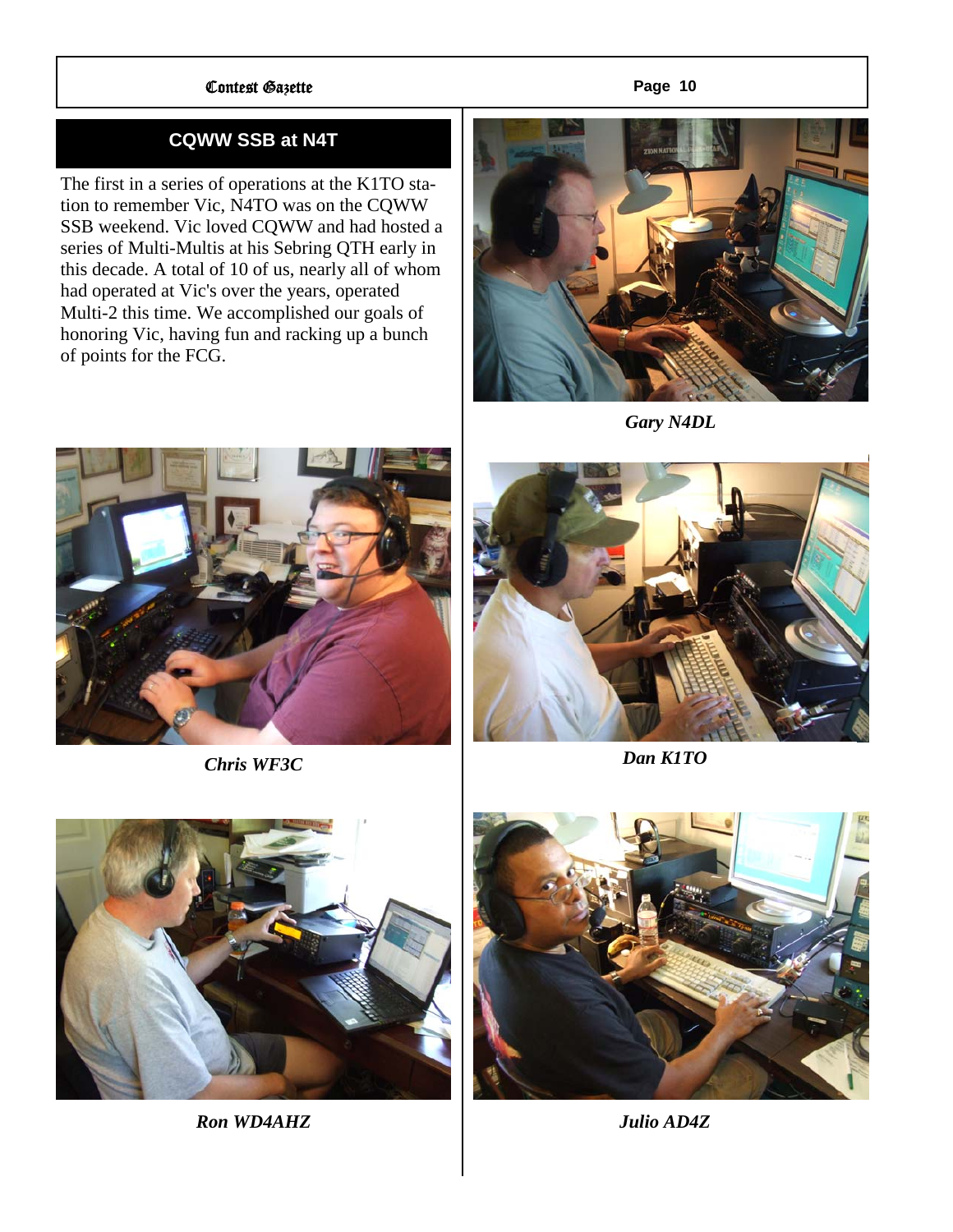## CQWW SSB at N4T

The first in a series of operations at the K1TO station to remember Vic, N4TO was on the CQWW SSB weekend. Vic loved CQWW and had hosted a series of Multi-Multis at his Sebring QTH early in this decade. A total of 10 of us, nearly all of whom had operated at Vic's over the years, operated Multi-2 this time. We accomplished our goals of honoring Vic, having fun and racking up a bunch of points for the FCG.

*Gary N4DL*

*Chris WF3C*

*Dan K1TO*

*Ron WD4AHZ*

*Julio AD4Z*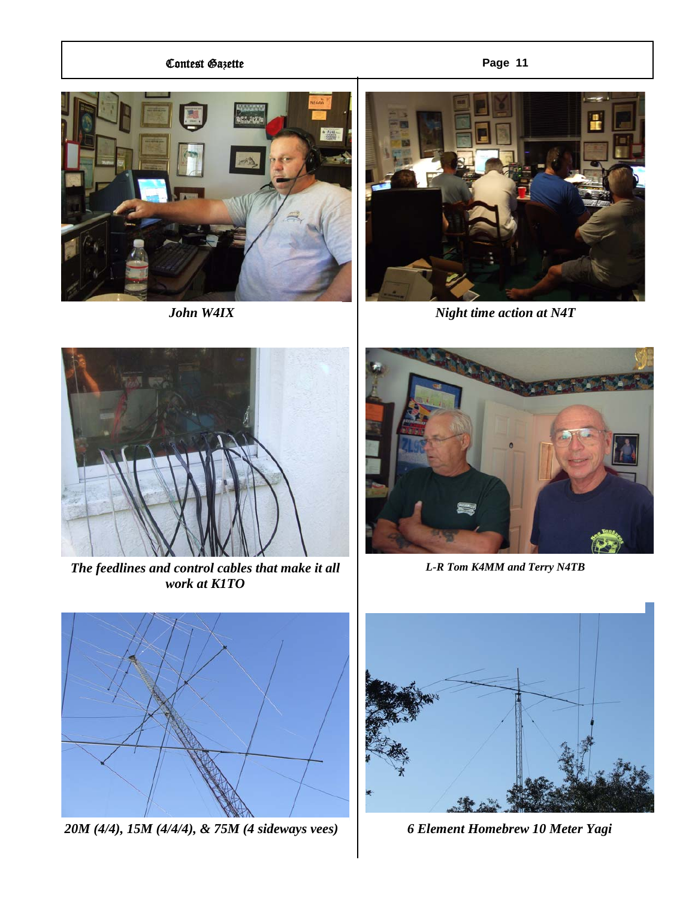*John W4IX*

*Night time action at N4T*

*The feedlines and control cables that make it all work at K1TO*

*L-R Tom K4MM and Terry N4TB*

*20M (4/4), 15M (4/4/4), & 75M (4 sideways vees)*

*6 Element Homebrew 10 Meter Yagi*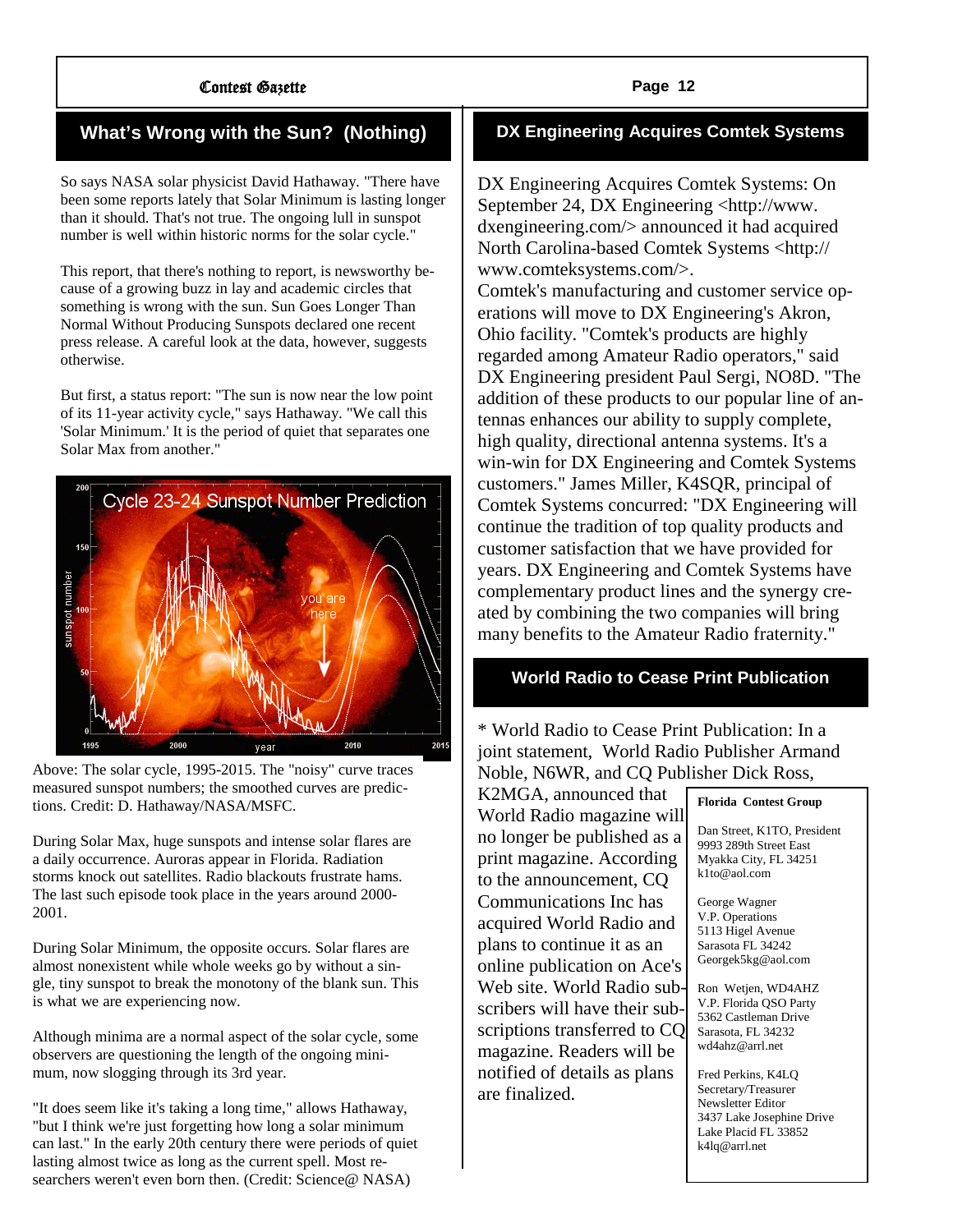## What's Wrong with the Sun? (Nothing)

So says NASA solar physicist David Hathaway. "There have been some reports lately that Solar Minimum is lasting longer than it should. That's not true. The ongoing lull in sunspot number is well within historic norms for the solar cycle."

This report, that there's nothing to report, is newsworthy because of a growing buzz in lay and academic circles that something is wrong with the sun. Sun Goes Longer Than Normal Without Producing Sunspots declared one recent press release. A careful look at the data, however, suggests otherwise.

But first, a status report: "The sun is now near the low point of its 11-year activity cycle," says Hathaway. "We call this 'Solar Minimum.' It is the period of quiet that separates one Solar Max from another."

Cycle 23-24 Sunspot Number Prediction

sunspot number

200

150

100

50

0

you are here

1995

2000

year

2010

2015

Above: The solar cycle, 1995-2015. The "noisy" curve traces measured sunspot numbers; the smoothed curves are predictions. Credit: D. Hathaway/NASA/MSFC.

During Solar Max, huge sunspots and intense solar flares are a daily occurrence. Auroras appear in Florida. Radiation storms knock out satellites. Radio blackouts frustrate hams. The last such episode took place in the years around 2000-2001.

During Solar Minimum, the opposite occurs. Solar flares are almost nonexistent while whole weeks go by without a single, tiny sunspot to break the monotony of the blank sun. This is what we are experiencing now.

Although minima are a normal aspect of the solar cycle, some observers are questioning the length of the ongoing minimum, now slogging through its 3rd year.

"It does seem like it's taking a long time," allows Hathaway, "but I think we're just forgetting how long a solar minimum can last." In the early 20th century there were periods of quiet lasting almost twice as long as the current spell. Most researchers weren't even born then. (Credit: Science@ NASA)

## DX Engineering Acquires Comtek Systems

DX Engineering Acquires Comtek Systems: On September 24, DX Engineering <http://www.dxengineering.com/> announced it had acquired North Carolina-based Comtek Systems <http://www.comteksystems.com/>.
Comtek's manufacturing and customer service operations will move to DX Engineering's Akron, Ohio facility. "Comtek's products are highly regarded among Amateur Radio operators," said DX Engineering president Paul Sergi, NO8D. "The addition of these products to our popular line of antennas enhances our ability to supply complete, high quality, directional antenna systems. It's a win-win for DX Engineering and Comtek Systems customers." James Miller, K4SQR, principal of Comtek Systems concurred: "DX Engineering will continue the tradition of top quality products and customer satisfaction that we have provided for years. DX Engineering and Comtek Systems have complementary product lines and the synergy created by combining the two companies will bring many benefits to the Amateur Radio fraternity."

## World Radio to Cease Print Publication

* World Radio to Cease Print Publication: In a joint statement, World Radio Publisher Armand Noble, N6WR, and CQ Publisher Dick Ross, K2MGA, announced that World Radio magazine will no longer be published as a print magazine. According to the announcement, CQ Communications Inc has acquired World Radio and plans to continue it as an online publication on Ace's Web site. World Radio subscribers will have their subscriptions transferred to CQ magazine. Readers will be notified of details as plans are finalized.

**Florida Contest Group**

Dan Street, K1TO, President
9993 289th Street East
Myakka City, FL 34251
k1to@aol.com

George Wagner
V.P. Operations
5113 Higel Avenue
Sarasota FL 34242
Georgek5kg@aol.com

Ron Wetjen, WD4AHZ
V.P. Florida QSO Party
5362 Castleman Drive
Sarasota, FL 34232
wd4ahz@arrl.net

Fred Perkins, K4LQ
Secretary/Treasurer
Newsletter Editor
3437 Lake Josephine Drive
Lake Placid FL 33852
k4lq@arrl.net